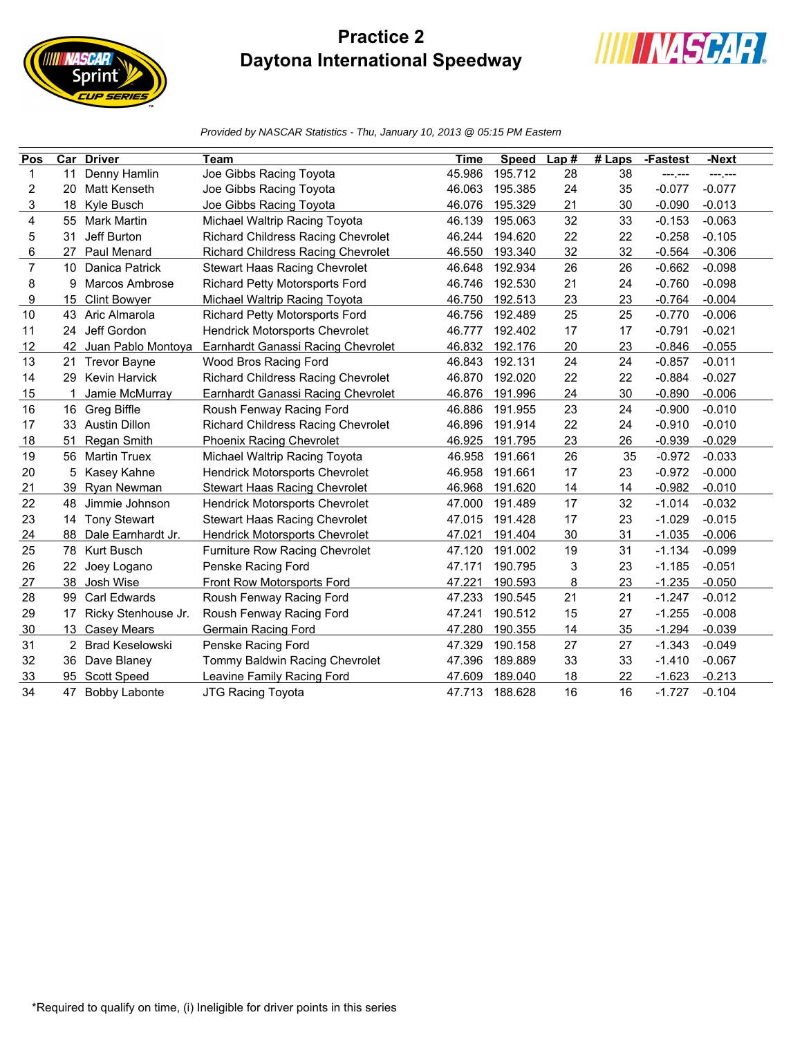# Practice 2
## Daytona International Speedway

*Provided by NASCAR Statistics - Thu, January 10, 2013 @ 05:15 PM Eastern*

| Pos | Car | Driver | Team | Time | Speed | Lap # | # Laps | -Fastest | -Next |
|---|---|---|---|---|---|---|---|---|---|
| 1 | 11 | Denny Hamlin | Joe Gibbs Racing Toyota | 45.986 | 195.712 | 28 | 38 | ---.--- | ---.--- |
| 2 | 20 | Matt Kenseth | Joe Gibbs Racing Toyota | 46.063 | 195.385 | 24 | 35 | -0.077 | -0.077 |
| 3 | 18 | Kyle Busch | Joe Gibbs Racing Toyota | 46.076 | 195.329 | 21 | 30 | -0.090 | -0.013 |
| 4 | 55 | Mark Martin | Michael Waltrip Racing Toyota | 46.139 | 195.063 | 32 | 33 | -0.153 | -0.063 |
| 5 | 31 | Jeff Burton | Richard Childress Racing Chevrolet | 46.244 | 194.620 | 22 | 22 | -0.258 | -0.105 |
| 6 | 27 | Paul Menard | Richard Childress Racing Chevrolet | 46.550 | 193.340 | 32 | 32 | -0.564 | -0.306 |
| 7 | 10 | Danica Patrick | Stewart Haas Racing Chevrolet | 46.648 | 192.934 | 26 | 26 | -0.662 | -0.098 |
| 8 | 9 | Marcos Ambrose | Richard Petty Motorsports Ford | 46.746 | 192.530 | 21 | 24 | -0.760 | -0.098 |
| 9 | 15 | Clint Bowyer | Michael Waltrip Racing Toyota | 46.750 | 192.513 | 23 | 23 | -0.764 | -0.004 |
| 10 | 43 | Aric Almarola | Richard Petty Motorsports Ford | 46.756 | 192.489 | 25 | 25 | -0.770 | -0.006 |
| 11 | 24 | Jeff Gordon | Hendrick Motorsports Chevrolet | 46.777 | 192.402 | 17 | 17 | -0.791 | -0.021 |
| 12 | 42 | Juan Pablo Montoya | Earnhardt Ganassi Racing Chevrolet | 46.832 | 192.176 | 20 | 23 | -0.846 | -0.055 |
| 13 | 21 | Trevor Bayne | Wood Bros Racing Ford | 46.843 | 192.131 | 24 | 24 | -0.857 | -0.011 |
| 14 | 29 | Kevin Harvick | Richard Childress Racing Chevrolet | 46.870 | 192.020 | 22 | 22 | -0.884 | -0.027 |
| 15 | 1 | Jamie McMurray | Earnhardt Ganassi Racing Chevrolet | 46.876 | 191.996 | 24 | 30 | -0.890 | -0.006 |
| 16 | 16 | Greg Biffle | Roush Fenway Racing Ford | 46.886 | 191.955 | 23 | 24 | -0.900 | -0.010 |
| 17 | 33 | Austin Dillon | Richard Childress Racing Chevrolet | 46.896 | 191.914 | 22 | 24 | -0.910 | -0.010 |
| 18 | 51 | Regan Smith | Phoenix Racing Chevrolet | 46.925 | 191.795 | 23 | 26 | -0.939 | -0.029 |
| 19 | 56 | Martin Truex | Michael Waltrip Racing Toyota | 46.958 | 191.661 | 26 | 35 | -0.972 | -0.033 |
| 20 | 5 | Kasey Kahne | Hendrick Motorsports Chevrolet | 46.958 | 191.661 | 17 | 23 | -0.972 | -0.000 |
| 21 | 39 | Ryan Newman | Stewart Haas Racing Chevrolet | 46.968 | 191.620 | 14 | 14 | -0.982 | -0.010 |
| 22 | 48 | Jimmie Johnson | Hendrick Motorsports Chevrolet | 47.000 | 191.489 | 17 | 32 | -1.014 | -0.032 |
| 23 | 14 | Tony Stewart | Stewart Haas Racing Chevrolet | 47.015 | 191.428 | 17 | 23 | -1.029 | -0.015 |
| 24 | 88 | Dale Earnhardt Jr. | Hendrick Motorsports Chevrolet | 47.021 | 191.404 | 30 | 31 | -1.035 | -0.006 |
| 25 | 78 | Kurt Busch | Furniture Row Racing Chevrolet | 47.120 | 191.002 | 19 | 31 | -1.134 | -0.099 |
| 26 | 22 | Joey Logano | Penske Racing Ford | 47.171 | 190.795 | 3 | 23 | -1.185 | -0.051 |
| 27 | 38 | Josh Wise | Front Row Motorsports Ford | 47.221 | 190.593 | 8 | 23 | -1.235 | -0.050 |
| 28 | 99 | Carl Edwards | Roush Fenway Racing Ford | 47.233 | 190.545 | 21 | 21 | -1.247 | -0.012 |
| 29 | 17 | Ricky Stenhouse Jr. | Roush Fenway Racing Ford | 47.241 | 190.512 | 15 | 27 | -1.255 | -0.008 |
| 30 | 13 | Casey Mears | Germain Racing Ford | 47.280 | 190.355 | 14 | 35 | -1.294 | -0.039 |
| 31 | 2 | Brad Keselowski | Penske Racing Ford | 47.329 | 190.158 | 27 | 27 | -1.343 | -0.049 |
| 32 | 36 | Dave Blaney | Tommy Baldwin Racing Chevrolet | 47.396 | 189.889 | 33 | 33 | -1.410 | -0.067 |
| 33 | 95 | Scott Speed | Leavine Family Racing Ford | 47.609 | 189.040 | 18 | 22 | -1.623 | -0.213 |
| 34 | 47 | Bobby Labonte | JTG Racing Toyota | 47.713 | 188.628 | 16 | 16 | -1.727 | -0.104 |

*Required to qualify on time, (i) Ineligible for driver points in this series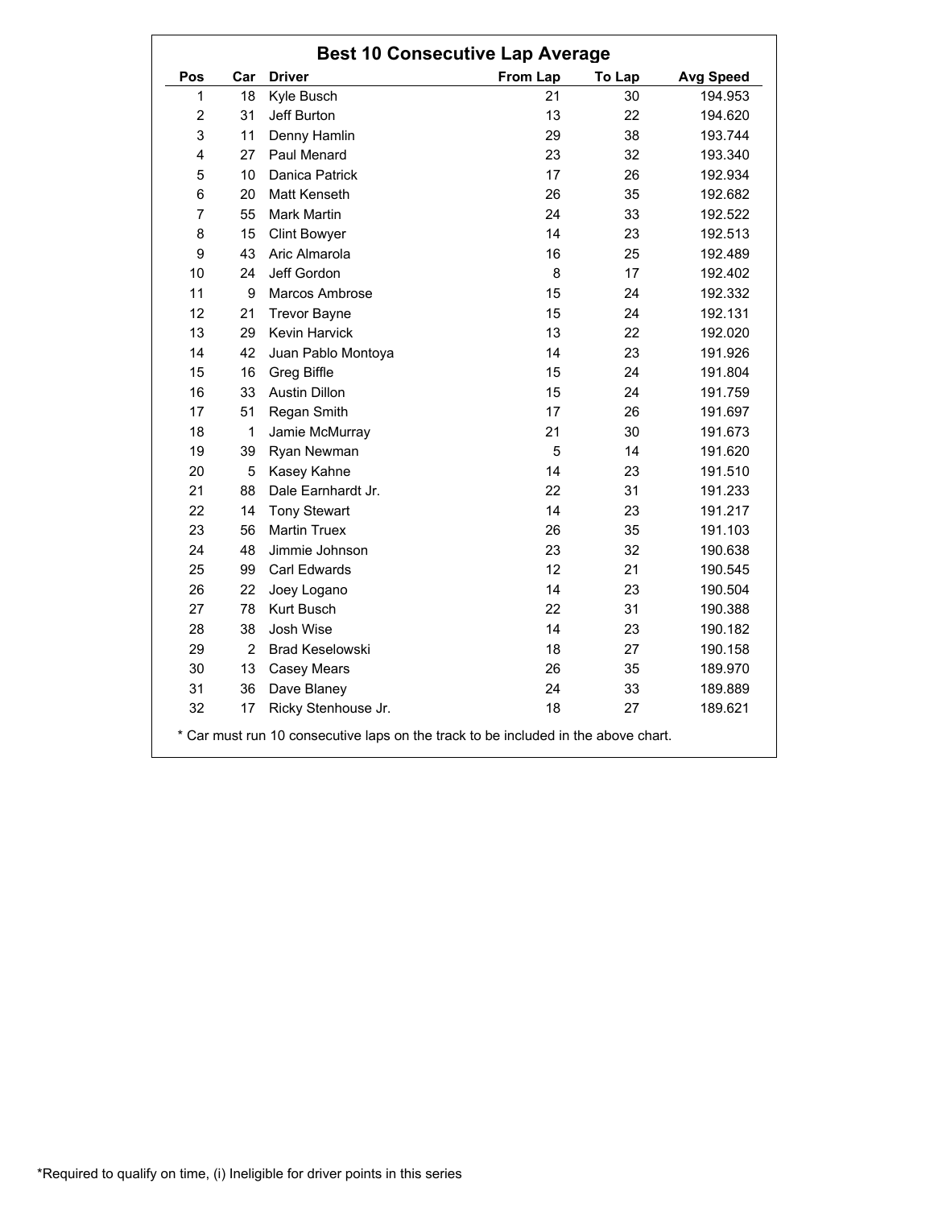## Best 10 Consecutive Lap Average

| Pos | Car | Driver | From Lap | To Lap | Avg Speed |
|---|---|---|---|---|---|
| 1 | 18 | Kyle Busch | 21 | 30 | 194.953 |
| 2 | 31 | Jeff Burton | 13 | 22 | 194.620 |
| 3 | 11 | Denny Hamlin | 29 | 38 | 193.744 |
| 4 | 27 | Paul Menard | 23 | 32 | 193.340 |
| 5 | 10 | Danica Patrick | 17 | 26 | 192.934 |
| 6 | 20 | Matt Kenseth | 26 | 35 | 192.682 |
| 7 | 55 | Mark Martin | 24 | 33 | 192.522 |
| 8 | 15 | Clint Bowyer | 14 | 23 | 192.513 |
| 9 | 43 | Aric Almarola | 16 | 25 | 192.489 |
| 10 | 24 | Jeff Gordon | 8 | 17 | 192.402 |
| 11 | 9 | Marcos Ambrose | 15 | 24 | 192.332 |
| 12 | 21 | Trevor Bayne | 15 | 24 | 192.131 |
| 13 | 29 | Kevin Harvick | 13 | 22 | 192.020 |
| 14 | 42 | Juan Pablo Montoya | 14 | 23 | 191.926 |
| 15 | 16 | Greg Biffle | 15 | 24 | 191.804 |
| 16 | 33 | Austin Dillon | 15 | 24 | 191.759 |
| 17 | 51 | Regan Smith | 17 | 26 | 191.697 |
| 18 | 1 | Jamie McMurray | 21 | 30 | 191.673 |
| 19 | 39 | Ryan Newman | 5 | 14 | 191.620 |
| 20 | 5 | Kasey Kahne | 14 | 23 | 191.510 |
| 21 | 88 | Dale Earnhardt Jr. | 22 | 31 | 191.233 |
| 22 | 14 | Tony Stewart | 14 | 23 | 191.217 |
| 23 | 56 | Martin Truex | 26 | 35 | 191.103 |
| 24 | 48 | Jimmie Johnson | 23 | 32 | 190.638 |
| 25 | 99 | Carl Edwards | 12 | 21 | 190.545 |
| 26 | 22 | Joey Logano | 14 | 23 | 190.504 |
| 27 | 78 | Kurt Busch | 22 | 31 | 190.388 |
| 28 | 38 | Josh Wise | 14 | 23 | 190.182 |
| 29 | 2 | Brad Keselowski | 18 | 27 | 190.158 |
| 30 | 13 | Casey Mears | 26 | 35 | 189.970 |
| 31 | 36 | Dave Blaney | 24 | 33 | 189.889 |
| 32 | 17 | Ricky Stenhouse Jr. | 18 | 27 | 189.621 |

* Car must run 10 consecutive laps on the track to be included in the above chart.

*Required to qualify on time, (i) Ineligible for driver points in this series